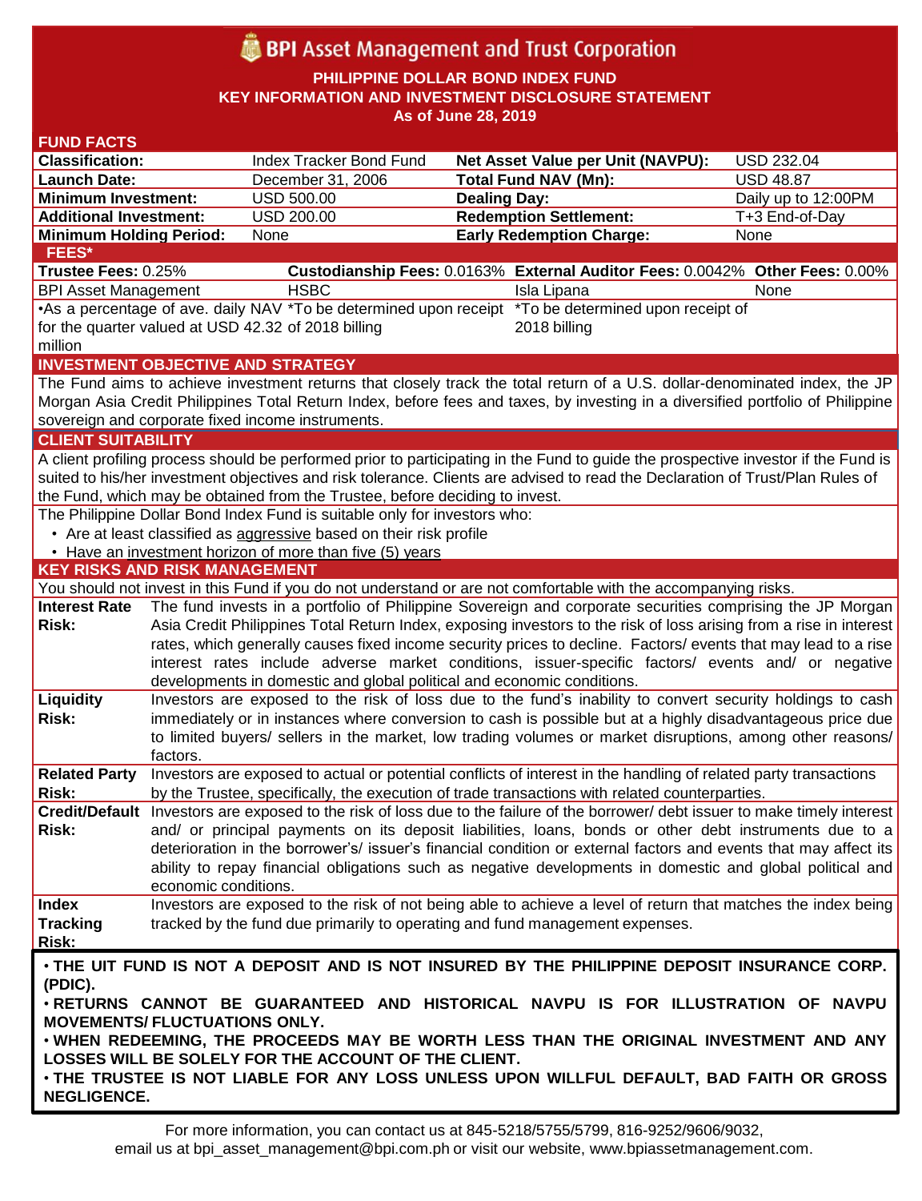# BPI Asset Management and Trust Corporation

**PHILIPPINE DOLLAR BOND INDEX FUND**
**KEY INFORMATION AND INVESTMENT DISCLOSURE STATEMENT**
**As of June 28, 2019**

## FUND FACTS

| | | | |
|---|---|---|---|
| **Classification:** | Index Tracker Bond Fund | **Net Asset Value per Unit (NAVPU):** | USD 232.04 |
| **Launch Date:** | December 31, 2006 | **Total Fund NAV (Mn):** | USD 48.87 |
| **Minimum Investment:** | USD 500.00 | **Dealing Day:** | Daily up to 12:00PM |
| **Additional Investment:** | USD 200.00 | **Redemption Settlement:** | T+3 End-of-Day |
| **Minimum Holding Period:** | None | **Early Redemption Charge:** | None |

## FEES*

| **Trustee Fees:** 0.25% | **Custodianship Fees:** 0.0163% | **External Auditor Fees:** 0.0042% | **Other Fees:** 0.00% |
|---|---|---|---|
| BPI Asset Management | HSBC | Isla Lipana | None |
| •As a percentage of ave. daily NAV for the quarter valued at USD 42.32 million | *To be determined upon receipt of 2018 billing | *To be determined upon receipt of 2018 billing | |

## INVESTMENT OBJECTIVE AND STRATEGY

The Fund aims to achieve investment returns that closely track the total return of a U.S. dollar-denominated index, the JP Morgan Asia Credit Philippines Total Return Index, before fees and taxes, by investing in a diversified portfolio of Philippine sovereign and corporate fixed income instruments.

## CLIENT SUITABILITY

A client profiling process should be performed prior to participating in the Fund to guide the prospective investor if the Fund is suited to his/her investment objectives and risk tolerance. Clients are advised to read the Declaration of Trust/Plan Rules of the Fund, which may be obtained from the Trustee, before deciding to invest.

The Philippine Dollar Bond Index Fund is suitable only for investors who:

- Are at least classified as aggressive based on their risk profile
- Have an investment horizon of more than five (5) years

## KEY RISKS AND RISK MANAGEMENT

You should not invest in this Fund if you do not understand or are not comfortable with the accompanying risks.

| | |
|---|---|
| **Interest Rate Risk:** | The fund invests in a portfolio of Philippine Sovereign and corporate securities comprising the JP Morgan Asia Credit Philippines Total Return Index, exposing investors to the risk of loss arising from a rise in interest rates, which generally causes fixed income security prices to decline. Factors/ events that may lead to a rise interest rates include adverse market conditions, issuer-specific factors/ events and/ or negative developments in domestic and global political and economic conditions. |
| **Liquidity Risk:** | Investors are exposed to the risk of loss due to the fund's inability to convert security holdings to cash immediately or in instances where conversion to cash is possible but at a highly disadvantageous price due to limited buyers/ sellers in the market, low trading volumes or market disruptions, among other reasons/ factors. |
| **Related Party Risk:** | Investors are exposed to actual or potential conflicts of interest in the handling of related party transactions by the Trustee, specifically, the execution of trade transactions with related counterparties. |
| **Credit/Default Risk:** | Investors are exposed to the risk of loss due to the failure of the borrower/ debt issuer to make timely interest and/ or principal payments on its deposit liabilities, loans, bonds or other debt instruments due to a deterioration in the borrower's/ issuer's financial condition or external factors and events that may affect its ability to repay financial obligations such as negative developments in domestic and global political and economic conditions. |
| **Index Tracking Risk:** | Investors are exposed to the risk of not being able to achieve a level of return that matches the index being tracked by the fund due primarily to operating and fund management expenses. |

- **THE UIT FUND IS NOT A DEPOSIT AND IS NOT INSURED BY THE PHILIPPINE DEPOSIT INSURANCE CORP. (PDIC).**
- **RETURNS CANNOT BE GUARANTEED AND HISTORICAL NAVPU IS FOR ILLUSTRATION OF NAVPU MOVEMENTS/ FLUCTUATIONS ONLY.**
- **WHEN REDEEMING, THE PROCEEDS MAY BE WORTH LESS THAN THE ORIGINAL INVESTMENT AND ANY LOSSES WILL BE SOLELY FOR THE ACCOUNT OF THE CLIENT.**
- **THE TRUSTEE IS NOT LIABLE FOR ANY LOSS UNLESS UPON WILLFUL DEFAULT, BAD FAITH OR GROSS NEGLIGENCE.**

For more information, you can contact us at 845-5218/5755/5799, 816-9252/9606/9032, email us at bpi_asset_management@bpi.com.ph or visit our website, www.bpiassetmanagement.com.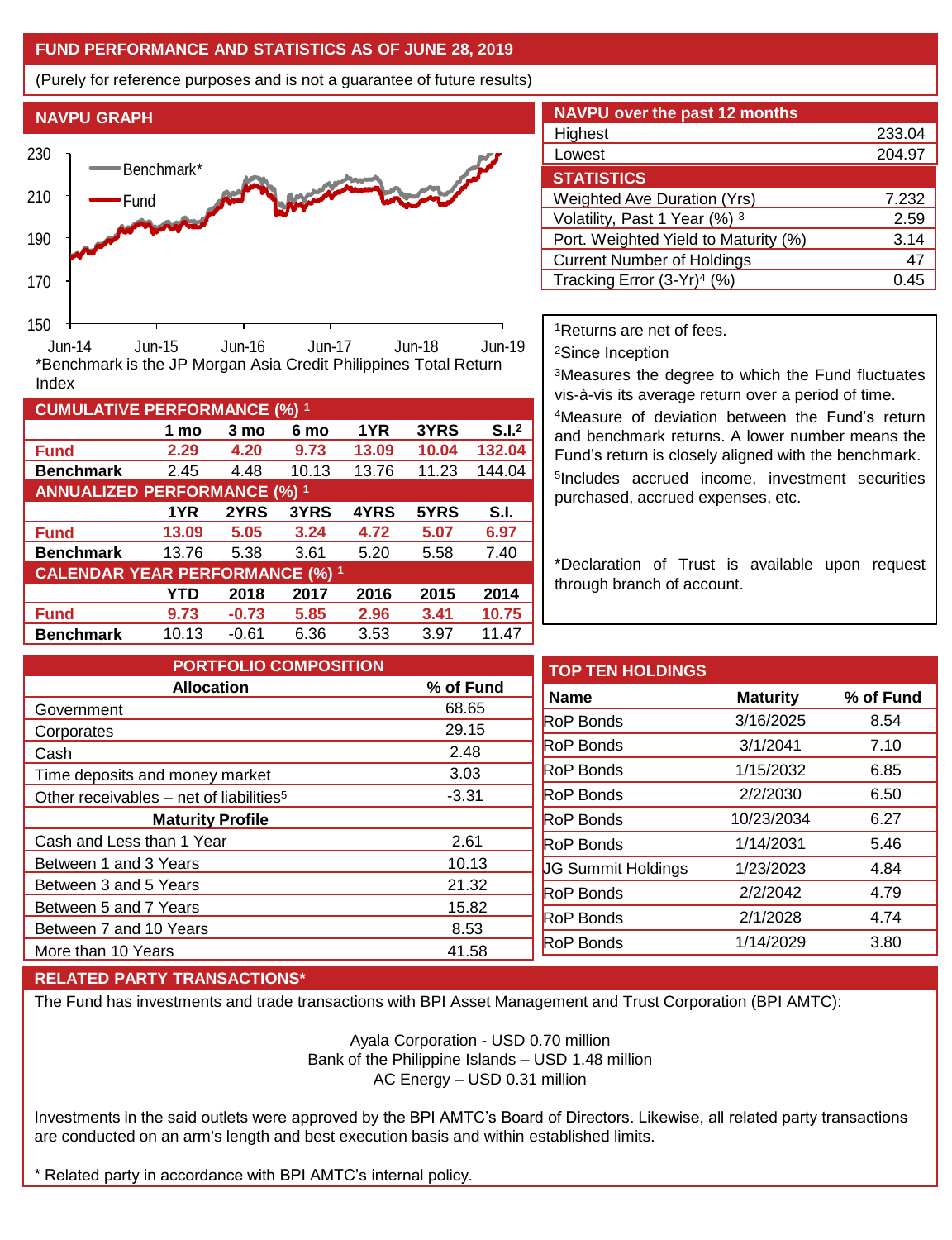## FUND PERFORMANCE AND STATISTICS AS OF JUNE 28, 2019

(Purely for reference purposes and is not a guarantee of future results)

### NAVPU GRAPH

*Benchmark is the JP Morgan Asia Credit Philippines Total Return Index

### NAVPU over the past 12 months

| | |
|---|---|
| Highest | 233.04 |
| Lowest | 204.97 |

### STATISTICS

| | |
|---|---|
| Weighted Ave Duration (Yrs) | 7.232 |
| Volatility, Past 1 Year (%) [3] | 2.59 |
| Port. Weighted Yield to Maturity (%) | 3.14 |
| Current Number of Holdings | 47 |
| Tracking Error (3-Yr)[4] (%) | 0.45 |

### CUMULATIVE PERFORMANCE (%) [1]

| | 1 mo | 3 mo | 6 mo | 1YR | 3YRS | S.I.[2] |
|---|---|---|---|---|---|---|
| **Fund** | **2.29** | **4.20** | **9.73** | **13.09** | **10.04** | **132.04** |
| **Benchmark** | 2.45 | 4.48 | 10.13 | 13.76 | 11.23 | 144.04 |

### ANNUALIZED PERFORMANCE (%) [1]

| | 1YR | 2YRS | 3YRS | 4YRS | 5YRS | S.I. |
|---|---|---|---|---|---|---|
| **Fund** | **13.09** | **5.05** | **3.24** | **4.72** | **5.07** | **6.97** |
| **Benchmark** | 13.76 | 5.38 | 3.61 | 5.20 | 5.58 | 7.40 |

### CALENDAR YEAR PERFORMANCE (%) [1]

| | YTD | 2018 | 2017 | 2016 | 2015 | 2014 |
|---|---|---|---|---|---|---|
| **Fund** | **9.73** | **-0.73** | **5.85** | **2.96** | **3.41** | **10.75** |
| **Benchmark** | 10.13 | -0.61 | 6.36 | 3.53 | 3.97 | 11.47 |

[1]Returns are net of fees.

[2]Since Inception

[3]Measures the degree to which the Fund fluctuates vis-à-vis its average return over a period of time.

[4]Measure of deviation between the Fund's return and benchmark returns. A lower number means the Fund's return is closely aligned with the benchmark.

[5]Includes accrued income, investment securities purchased, accrued expenses, etc.

*Declaration of Trust is available upon request through branch of account.

### PORTFOLIO COMPOSITION

| Allocation | % of Fund |
|---|---|
| Government | 68.65 |
| Corporates | 29.15 |
| Cash | 2.48 |
| Time deposits and money market | 3.03 |
| Other receivables – net of liabilities[5] | -3.31 |
| **Maturity Profile** | |
| Cash and Less than 1 Year | 2.61 |
| Between 1 and 3 Years | 10.13 |
| Between 3 and 5 Years | 21.32 |
| Between 5 and 7 Years | 15.82 |
| Between 7 and 10 Years | 8.53 |
| More than 10 Years | 41.58 |

### TOP TEN HOLDINGS

| Name | Maturity | % of Fund |
|---|---|---|
| RoP Bonds | 3/16/2025 | 8.54 |
| RoP Bonds | 3/1/2041 | 7.10 |
| RoP Bonds | 1/15/2032 | 6.85 |
| RoP Bonds | 2/2/2030 | 6.50 |
| RoP Bonds | 10/23/2034 | 6.27 |
| RoP Bonds | 1/14/2031 | 5.46 |
| JG Summit Holdings | 1/23/2023 | 4.84 |
| RoP Bonds | 2/2/2042 | 4.79 |
| RoP Bonds | 2/1/2028 | 4.74 |
| RoP Bonds | 1/14/2029 | 3.80 |

### RELATED PARTY TRANSACTIONS*

The Fund has investments and trade transactions with BPI Asset Management and Trust Corporation (BPI AMTC):

Ayala Corporation - USD 0.70 million
Bank of the Philippine Islands – USD 1.48 million
AC Energy – USD 0.31 million

Investments in the said outlets were approved by the BPI AMTC's Board of Directors. Likewise, all related party transactions are conducted on an arm's length and best execution basis and within established limits.

* Related party in accordance with BPI AMTC's internal policy.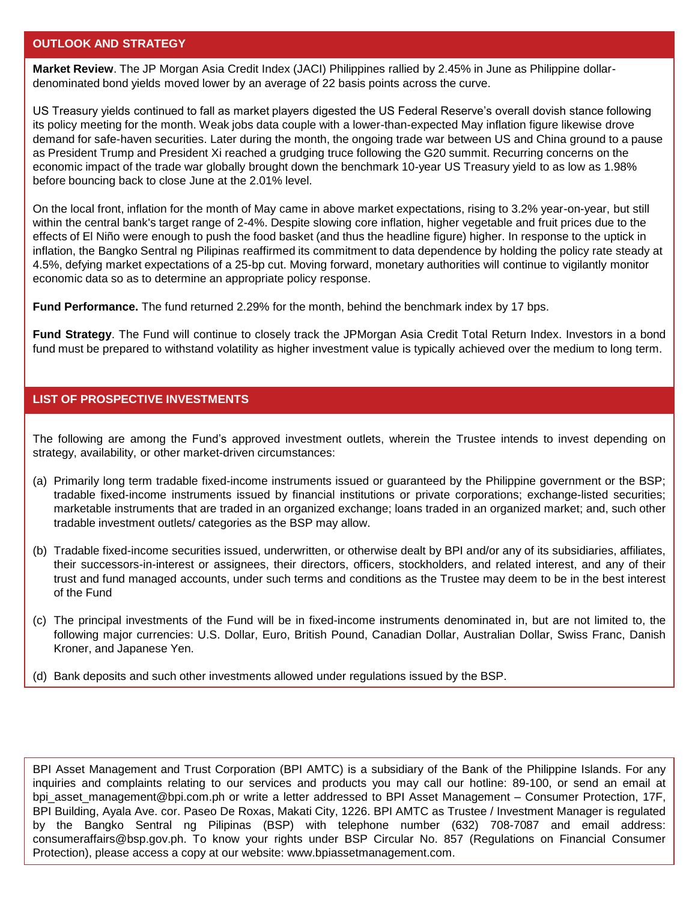## OUTLOOK AND STRATEGY

**Market Review**. The JP Morgan Asia Credit Index (JACI) Philippines rallied by 2.45% in June as Philippine dollar-denominated bond yields moved lower by an average of 22 basis points across the curve.

US Treasury yields continued to fall as market players digested the US Federal Reserve's overall dovish stance following its policy meeting for the month. Weak jobs data couple with a lower-than-expected May inflation figure likewise drove demand for safe-haven securities. Later during the month, the ongoing trade war between US and China ground to a pause as President Trump and President Xi reached a grudging truce following the G20 summit. Recurring concerns on the economic impact of the trade war globally brought down the benchmark 10-year US Treasury yield to as low as 1.98% before bouncing back to close June at the 2.01% level.

On the local front, inflation for the month of May came in above market expectations, rising to 3.2% year-on-year, but still within the central bank's target range of 2-4%. Despite slowing core inflation, higher vegetable and fruit prices due to the effects of El Niño were enough to push the food basket (and thus the headline figure) higher. In response to the uptick in inflation, the Bangko Sentral ng Pilipinas reaffirmed its commitment to data dependence by holding the policy rate steady at 4.5%, defying market expectations of a 25-bp cut. Moving forward, monetary authorities will continue to vigilantly monitor economic data so as to determine an appropriate policy response.

**Fund Performance.** The fund returned 2.29% for the month, behind the benchmark index by 17 bps.

**Fund Strategy**. The Fund will continue to closely track the JPMorgan Asia Credit Total Return Index. Investors in a bond fund must be prepared to withstand volatility as higher investment value is typically achieved over the medium to long term.

## LIST OF PROSPECTIVE INVESTMENTS

The following are among the Fund's approved investment outlets, wherein the Trustee intends to invest depending on strategy, availability, or other market-driven circumstances:

(a) Primarily long term tradable fixed-income instruments issued or guaranteed by the Philippine government or the BSP; tradable fixed-income instruments issued by financial institutions or private corporations; exchange-listed securities; marketable instruments that are traded in an organized exchange; loans traded in an organized market; and, such other tradable investment outlets/ categories as the BSP may allow.

(b) Tradable fixed-income securities issued, underwritten, or otherwise dealt by BPI and/or any of its subsidiaries, affiliates, their successors-in-interest or assignees, their directors, officers, stockholders, and related interest, and any of their trust and fund managed accounts, under such terms and conditions as the Trustee may deem to be in the best interest of the Fund

(c) The principal investments of the Fund will be in fixed-income instruments denominated in, but are not limited to, the following major currencies: U.S. Dollar, Euro, British Pound, Canadian Dollar, Australian Dollar, Swiss Franc, Danish Kroner, and Japanese Yen.

(d) Bank deposits and such other investments allowed under regulations issued by the BSP.

BPI Asset Management and Trust Corporation (BPI AMTC) is a subsidiary of the Bank of the Philippine Islands. For any inquiries and complaints relating to our services and products you may call our hotline: 89-100, or send an email at bpi_asset_management@bpi.com.ph or write a letter addressed to BPI Asset Management – Consumer Protection, 17F, BPI Building, Ayala Ave. cor. Paseo De Roxas, Makati City, 1226. BPI AMTC as Trustee / Investment Manager is regulated by the Bangko Sentral ng Pilipinas (BSP) with telephone number (632) 708-7087 and email address: consumeraffairs@bsp.gov.ph. To know your rights under BSP Circular No. 857 (Regulations on Financial Consumer Protection), please access a copy at our website: www.bpiassetmanagement.com.